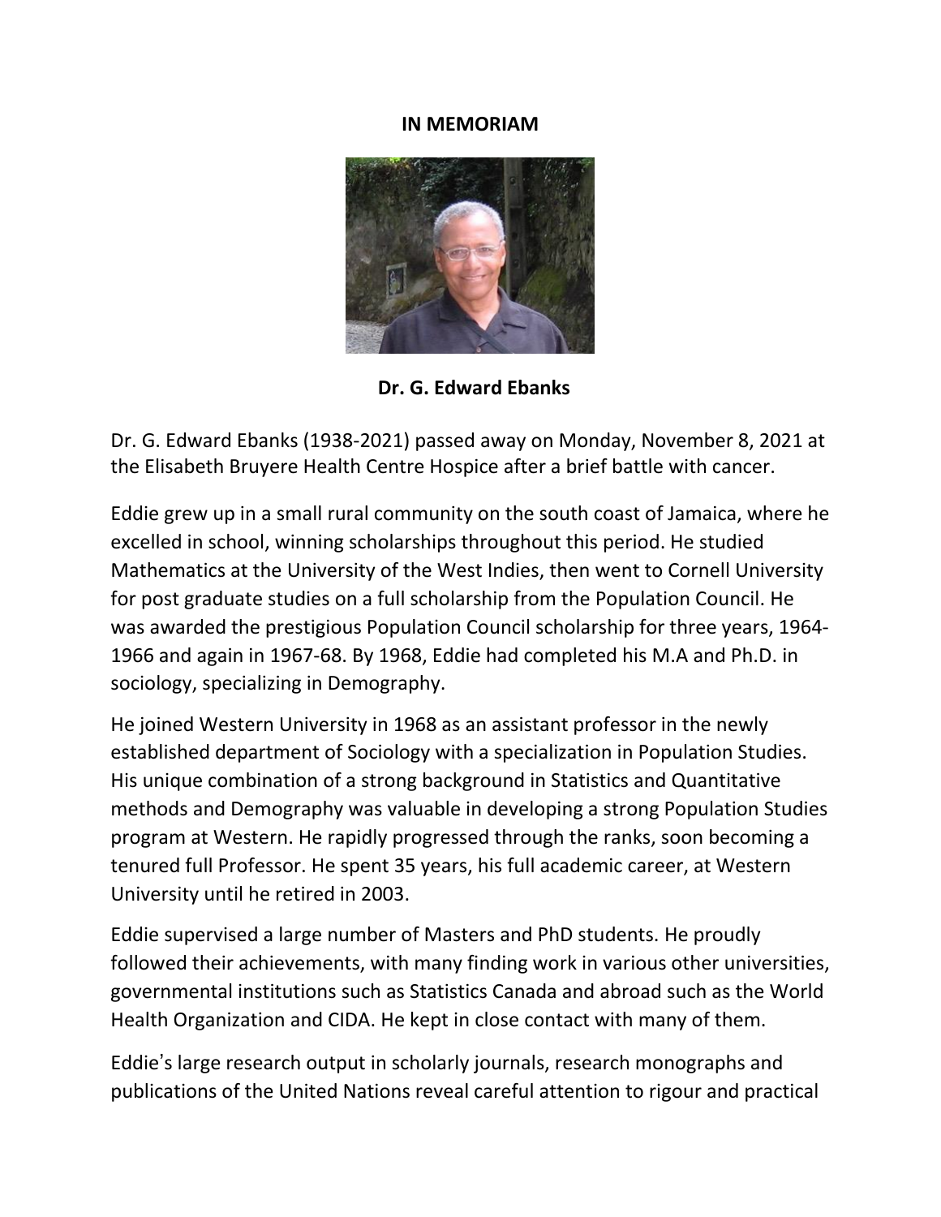# IN MEMORIAM

**Dr. G. Edward Ebanks**

Dr. G. Edward Ebanks (1938-2021) passed away on Monday, November 8, 2021 at the Elisabeth Bruyere Health Centre Hospice after a brief battle with cancer.

Eddie grew up in a small rural community on the south coast of Jamaica, where he excelled in school, winning scholarships throughout this period. He studied Mathematics at the University of the West Indies, then went to Cornell University for post graduate studies on a full scholarship from the Population Council. He was awarded the prestigious Population Council scholarship for three years, 1964-1966 and again in 1967-68. By 1968, Eddie had completed his M.A and Ph.D. in sociology, specializing in Demography.

He joined Western University in 1968 as an assistant professor in the newly established department of Sociology with a specialization in Population Studies. His unique combination of a strong background in Statistics and Quantitative methods and Demography was valuable in developing a strong Population Studies program at Western. He rapidly progressed through the ranks, soon becoming a tenured full Professor. He spent 35 years, his full academic career, at Western University until he retired in 2003.

Eddie supervised a large number of Masters and PhD students. He proudly followed their achievements, with many finding work in various other universities, governmental institutions such as Statistics Canada and abroad such as the World Health Organization and CIDA. He kept in close contact with many of them.

Eddie's large research output in scholarly journals, research monographs and publications of the United Nations reveal careful attention to rigour and practical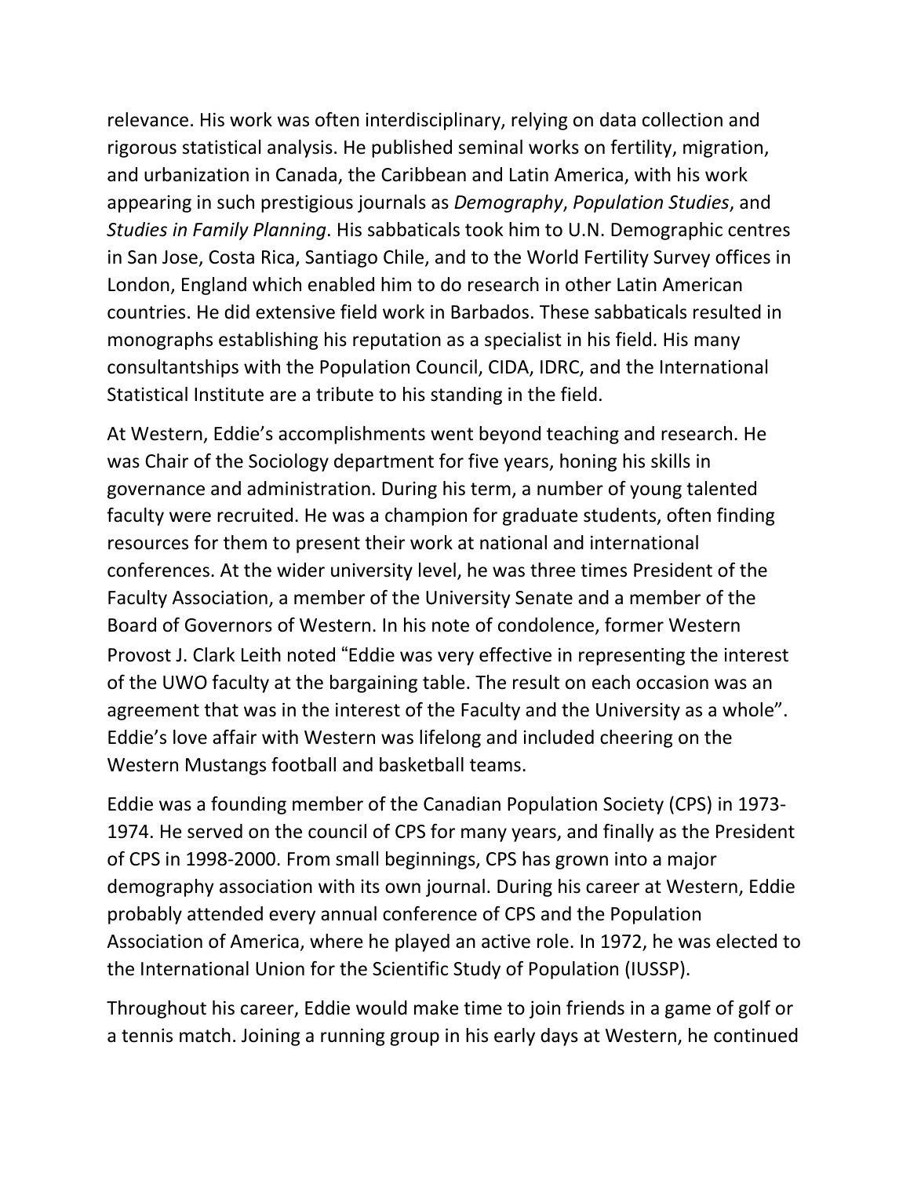relevance. His work was often interdisciplinary, relying on data collection and rigorous statistical analysis. He published seminal works on fertility, migration, and urbanization in Canada, the Caribbean and Latin America, with his work appearing in such prestigious journals as *Demography*, *Population Studies*, and *Studies in Family Planning*. His sabbaticals took him to U.N. Demographic centres in San Jose, Costa Rica, Santiago Chile, and to the World Fertility Survey offices in London, England which enabled him to do research in other Latin American countries. He did extensive field work in Barbados. These sabbaticals resulted in monographs establishing his reputation as a specialist in his field. His many consultantships with the Population Council, CIDA, IDRC, and the International Statistical Institute are a tribute to his standing in the field.

At Western, Eddie's accomplishments went beyond teaching and research. He was Chair of the Sociology department for five years, honing his skills in governance and administration. During his term, a number of young talented faculty were recruited. He was a champion for graduate students, often finding resources for them to present their work at national and international conferences. At the wider university level, he was three times President of the Faculty Association, a member of the University Senate and a member of the Board of Governors of Western. In his note of condolence, former Western Provost J. Clark Leith noted "Eddie was very effective in representing the interest of the UWO faculty at the bargaining table. The result on each occasion was an agreement that was in the interest of the Faculty and the University as a whole". Eddie's love affair with Western was lifelong and included cheering on the Western Mustangs football and basketball teams.

Eddie was a founding member of the Canadian Population Society (CPS) in 1973-1974. He served on the council of CPS for many years, and finally as the President of CPS in 1998-2000. From small beginnings, CPS has grown into a major demography association with its own journal. During his career at Western, Eddie probably attended every annual conference of CPS and the Population Association of America, where he played an active role. In 1972, he was elected to the International Union for the Scientific Study of Population (IUSSP).

Throughout his career, Eddie would make time to join friends in a game of golf or a tennis match. Joining a running group in his early days at Western, he continued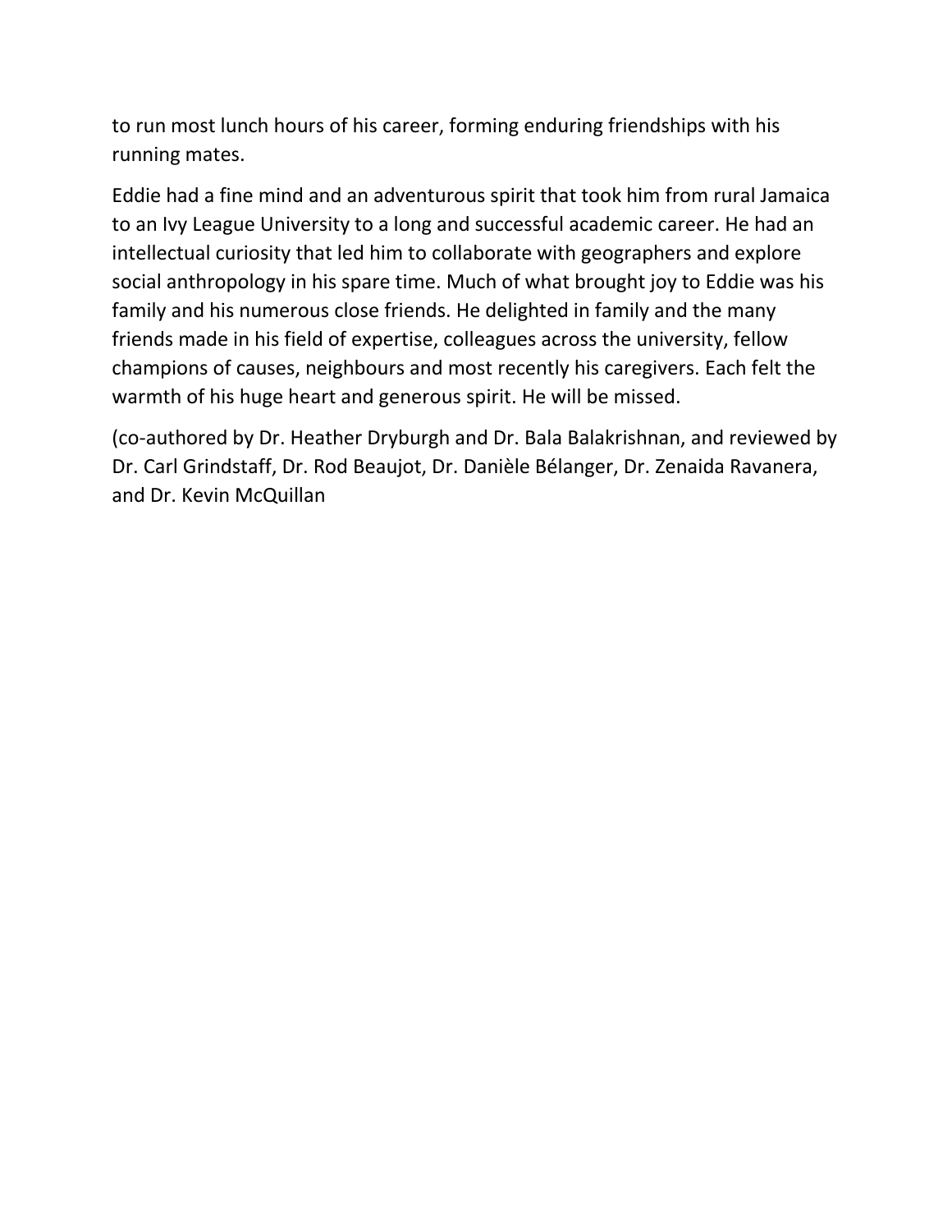to run most lunch hours of his career, forming enduring friendships with his running mates.

Eddie had a fine mind and an adventurous spirit that took him from rural Jamaica to an Ivy League University to a long and successful academic career. He had an intellectual curiosity that led him to collaborate with geographers and explore social anthropology in his spare time. Much of what brought joy to Eddie was his family and his numerous close friends. He delighted in family and the many friends made in his field of expertise, colleagues across the university, fellow champions of causes, neighbours and most recently his caregivers. Each felt the warmth of his huge heart and generous spirit. He will be missed.

(co-authored by Dr. Heather Dryburgh and Dr. Bala Balakrishnan, and reviewed by Dr. Carl Grindstaff, Dr. Rod Beaujot, Dr. Danièle Bélanger, Dr. Zenaida Ravanera, and Dr. Kevin McQuillan